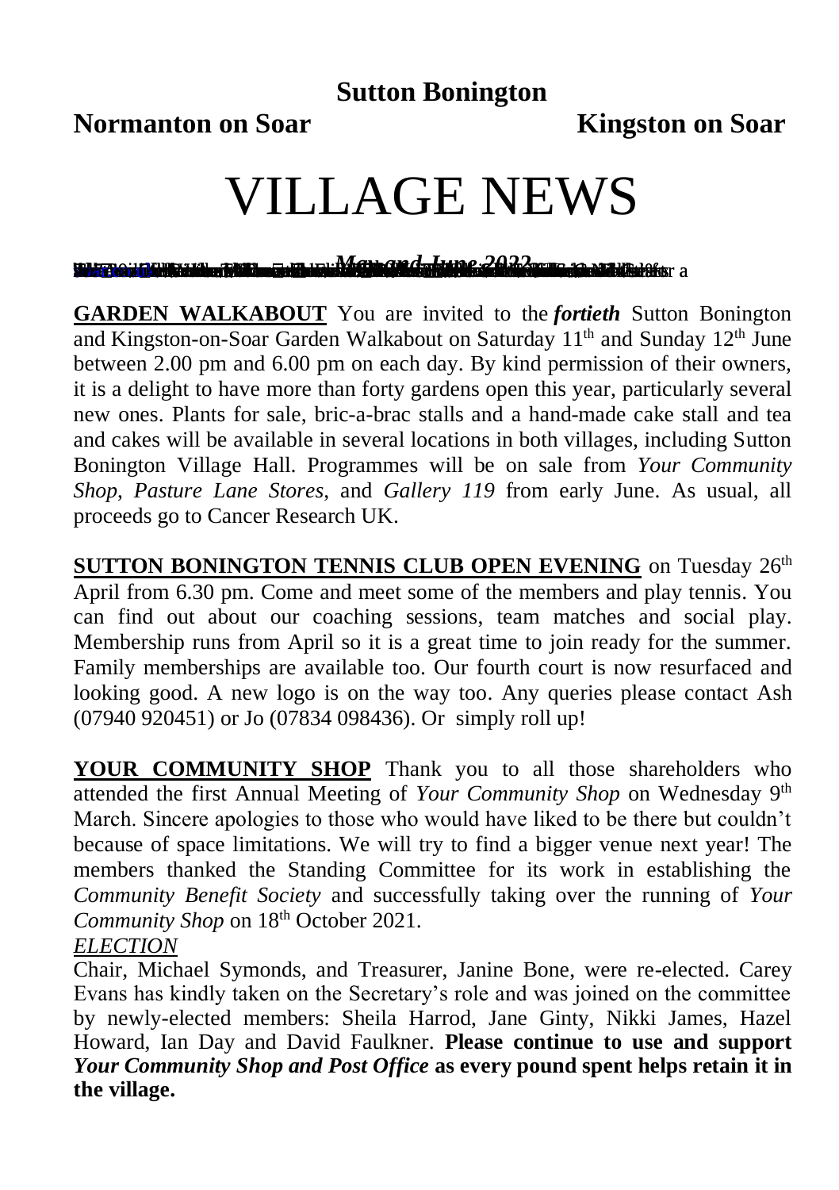# Sutton Bonington

## Normanton on Soar Kingston on Soar

# VILLAGE NEWS

***May and June 2022***

**GARDEN WALKABOUT** You are invited to the ***fortieth*** Sutton Bonington and Kingston-on-Soar Garden Walkabout on Saturday 11th and Sunday 12th June between 2.00 pm and 6.00 pm on each day. By kind permission of their owners, it is a delight to have more than forty gardens open this year, particularly several new ones. Plants for sale, bric-a-brac stalls and a hand-made cake stall and tea and cakes will be available in several locations in both villages, including Sutton Bonington Village Hall. Programmes will be on sale from *Your Community Shop, Pasture Lane Stores*, and *Gallery 119* from early June. As usual, all proceeds go to Cancer Research UK.

**SUTTON BONINGTON TENNIS CLUB OPEN EVENING** on Tuesday 26th April from 6.30 pm. Come and meet some of the members and play tennis. You can find out about our coaching sessions, team matches and social play. Membership runs from April so it is a great time to join ready for the summer. Family memberships are available too. Our fourth court is now resurfaced and looking good. A new logo is on the way too. Any queries please contact Ash (07940 920451) or Jo (07834 098436). Or simply roll up!

**YOUR COMMUNITY SHOP** Thank you to all those shareholders who attended the first Annual Meeting of *Your Community Shop* on Wednesday 9th March. Sincere apologies to those who would have liked to be there but couldn't because of space limitations. We will try to find a bigger venue next year! The members thanked the Standing Committee for its work in establishing the *Community Benefit Society* and successfully taking over the running of *Your Community Shop* on 18th October 2021.

*ELECTION*

Chair, Michael Symonds, and Treasurer, Janine Bone, were re-elected. Carey Evans has kindly taken on the Secretary's role and was joined on the committee by newly-elected members: Sheila Harrod, Jane Ginty, Nikki James, Hazel Howard, Ian Day and David Faulkner. **Please continue to use and support *Your Community Shop and Post Office* as every pound spent helps retain it in the village.**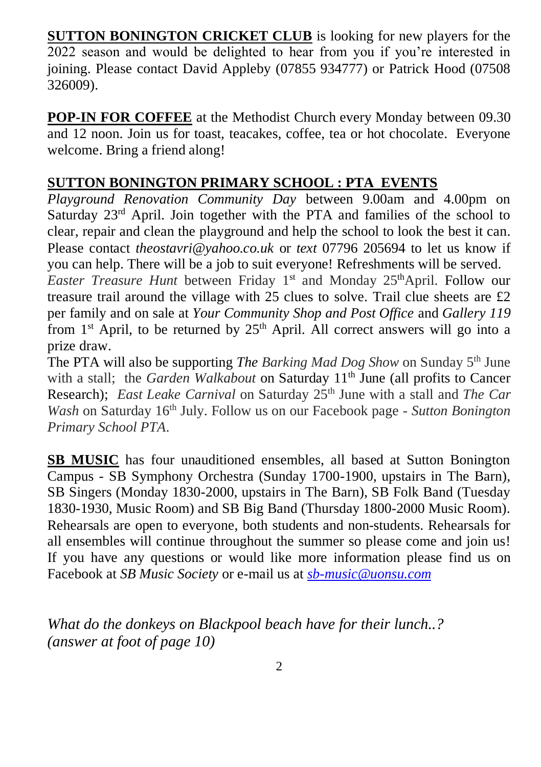**SUTTON BONINGTON CRICKET CLUB** is looking for new players for the 2022 season and would be delighted to hear from you if you're interested in joining. Please contact David Appleby (07855 934777) or Patrick Hood (07508 326009).

**POP-IN FOR COFFEE** at the Methodist Church every Monday between 09.30 and 12 noon. Join us for toast, teacakes, coffee, tea or hot chocolate. Everyone welcome. Bring a friend along!

**SUTTON BONINGTON PRIMARY SCHOOL : PTA EVENTS**

*Playground Renovation Community Day* between 9.00am and 4.00pm on Saturday 23rd April. Join together with the PTA and families of the school to clear, repair and clean the playground and help the school to look the best it can. Please contact *theostavri@yahoo.co.uk* or *text* 07796 205694 to let us know if you can help. There will be a job to suit everyone! Refreshments will be served.

*Easter Treasure Hunt* between Friday 1st and Monday 25th April. Follow our treasure trail around the village with 25 clues to solve. Trail clue sheets are £2 per family and on sale at *Your Community Shop and Post Office* and *Gallery 119* from 1st April, to be returned by 25th April. All correct answers will go into a prize draw.

The PTA will also be supporting *The Barking Mad Dog Show* on Sunday 5th June with a stall; the *Garden Walkabout* on Saturday 11th June (all profits to Cancer Research); *East Leake Carnival* on Saturday 25th June with a stall and *The Car Wash* on Saturday 16th July. Follow us on our Facebook page - *Sutton Bonington Primary School PTA*.

**SB MUSIC** has four unauditioned ensembles, all based at Sutton Bonington Campus - SB Symphony Orchestra (Sunday 1700-1900, upstairs in The Barn), SB Singers (Monday 1830-2000, upstairs in The Barn), SB Folk Band (Tuesday 1830-1930, Music Room) and SB Big Band (Thursday 1800-2000 Music Room). Rehearsals are open to everyone, both students and non-students. Rehearsals for all ensembles will continue throughout the summer so please come and join us! If you have any questions or would like more information please find us on Facebook at *SB Music Society* or e-mail us at *sb-music@uonsu.com*

*What do the donkeys on Blackpool beach have for their lunch..?*
*(answer at foot of page 10)*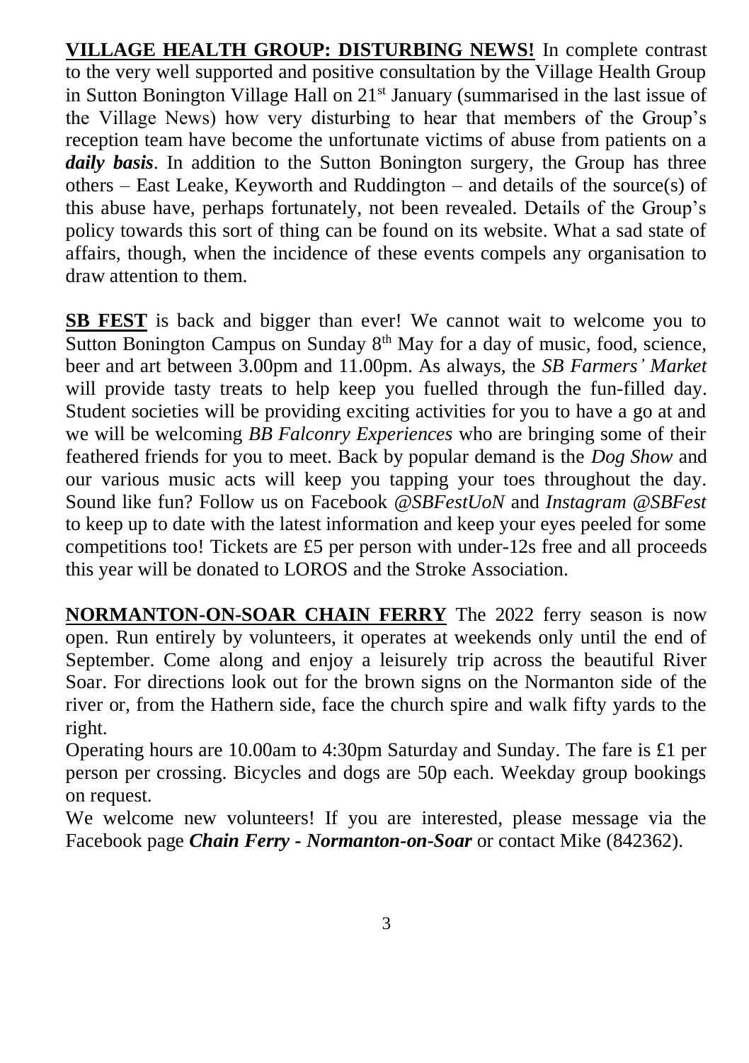**VILLAGE HEALTH GROUP: DISTURBING NEWS!** In complete contrast to the very well supported and positive consultation by the Village Health Group in Sutton Bonington Village Hall on 21st January (summarised in the last issue of the Village News) how very disturbing to hear that members of the Group's reception team have become the unfortunate victims of abuse from patients on a ***daily basis***. In addition to the Sutton Bonington surgery, the Group has three others – East Leake, Keyworth and Ruddington – and details of the source(s) of this abuse have, perhaps fortunately, not been revealed. Details of the Group's policy towards this sort of thing can be found on its website. What a sad state of affairs, though, when the incidence of these events compels any organisation to draw attention to them.

**SB FEST** is back and bigger than ever! We cannot wait to welcome you to Sutton Bonington Campus on Sunday 8th May for a day of music, food, science, beer and art between 3.00pm and 11.00pm. As always, the *SB Farmers' Market* will provide tasty treats to help keep you fuelled through the fun-filled day. Student societies will be providing exciting activities for you to have a go at and we will be welcoming *BB Falconry Experiences* who are bringing some of their feathered friends for you to meet. Back by popular demand is the *Dog Show* and our various music acts will keep you tapping your toes throughout the day. Sound like fun? Follow us on Facebook *@SBFestUoN* and *Instagram @SBFest* to keep up to date with the latest information and keep your eyes peeled for some competitions too! Tickets are £5 per person with under-12s free and all proceeds this year will be donated to LOROS and the Stroke Association.

**NORMANTON-ON-SOAR CHAIN FERRY** The 2022 ferry season is now open. Run entirely by volunteers, it operates at weekends only until the end of September. Come along and enjoy a leisurely trip across the beautiful River Soar. For directions look out for the brown signs on the Normanton side of the river or, from the Hathern side, face the church spire and walk fifty yards to the right.

Operating hours are 10.00am to 4:30pm Saturday and Sunday. The fare is £1 per person per crossing. Bicycles and dogs are 50p each. Weekday group bookings on request.

We welcome new volunteers! If you are interested, please message via the Facebook page ***Chain Ferry - Normanton-on-Soar*** or contact Mike (842362).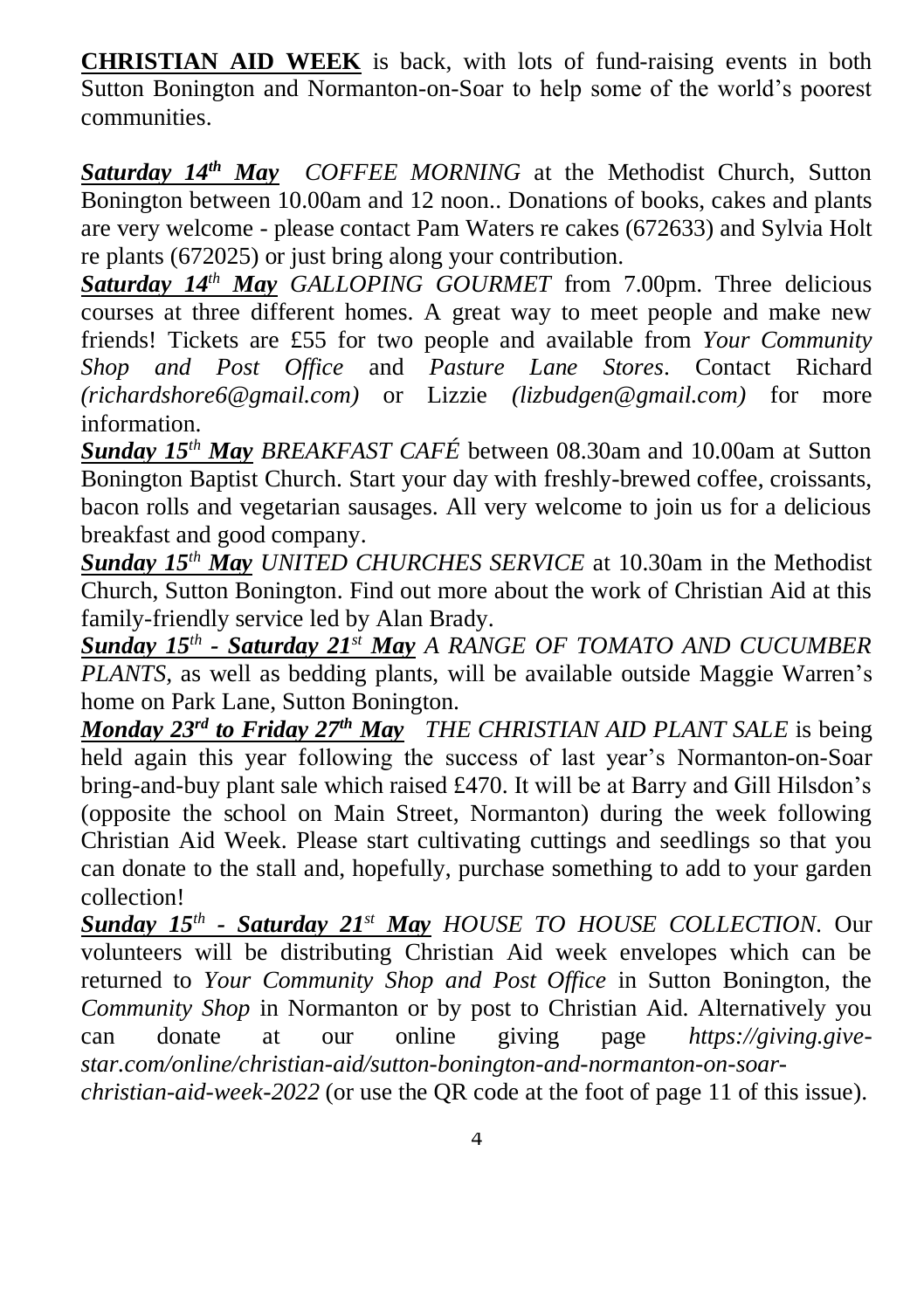**CHRISTIAN AID WEEK** is back, with lots of fund-raising events in both Sutton Bonington and Normanton-on-Soar to help some of the world's poorest communities.

***Saturday 14th May*** *COFFEE MORNING* at the Methodist Church, Sutton Bonington between 10.00am and 12 noon.. Donations of books, cakes and plants are very welcome - please contact Pam Waters re cakes (672633) and Sylvia Holt re plants (672025) or just bring along your contribution.

***Saturday 14th May*** *GALLOPING GOURMET* from 7.00pm. Three delicious courses at three different homes. A great way to meet people and make new friends! Tickets are £55 for two people and available from *Your Community Shop and Post Office* and *Pasture Lane Stores*. Contact Richard *(richardshore6@gmail.com)* or Lizzie *(lizbudgen@gmail.com)* for more information.

***Sunday 15th May*** *BREAKFAST CAFÉ* between 08.30am and 10.00am at Sutton Bonington Baptist Church. Start your day with freshly-brewed coffee, croissants, bacon rolls and vegetarian sausages. All very welcome to join us for a delicious breakfast and good company.

***Sunday 15th May*** *UNITED CHURCHES SERVICE* at 10.30am in the Methodist Church, Sutton Bonington. Find out more about the work of Christian Aid at this family-friendly service led by Alan Brady.

***Sunday 15th - Saturday 21st May*** *A RANGE OF TOMATO AND CUCUMBER PLANTS*, as well as bedding plants, will be available outside Maggie Warren's home on Park Lane, Sutton Bonington.

***Monday 23rd to Friday 27th May*** *THE CHRISTIAN AID PLANT SALE* is being held again this year following the success of last year's Normanton-on-Soar bring-and-buy plant sale which raised £470. It will be at Barry and Gill Hilsdon's (opposite the school on Main Street, Normanton) during the week following Christian Aid Week. Please start cultivating cuttings and seedlings so that you can donate to the stall and, hopefully, purchase something to add to your garden collection!

***Sunday 15th - Saturday 21st May*** *HOUSE TO HOUSE COLLECTION*. Our volunteers will be distributing Christian Aid week envelopes which can be returned to *Your Community Shop and Post Office* in Sutton Bonington, the *Community Shop* in Normanton or by post to Christian Aid. Alternatively you can donate at our online giving page *https://giving.give-star.com/online/christian-aid/sutton-bonington-and-normanton-on-soar-christian-aid-week-2022* (or use the QR code at the foot of page 11 of this issue).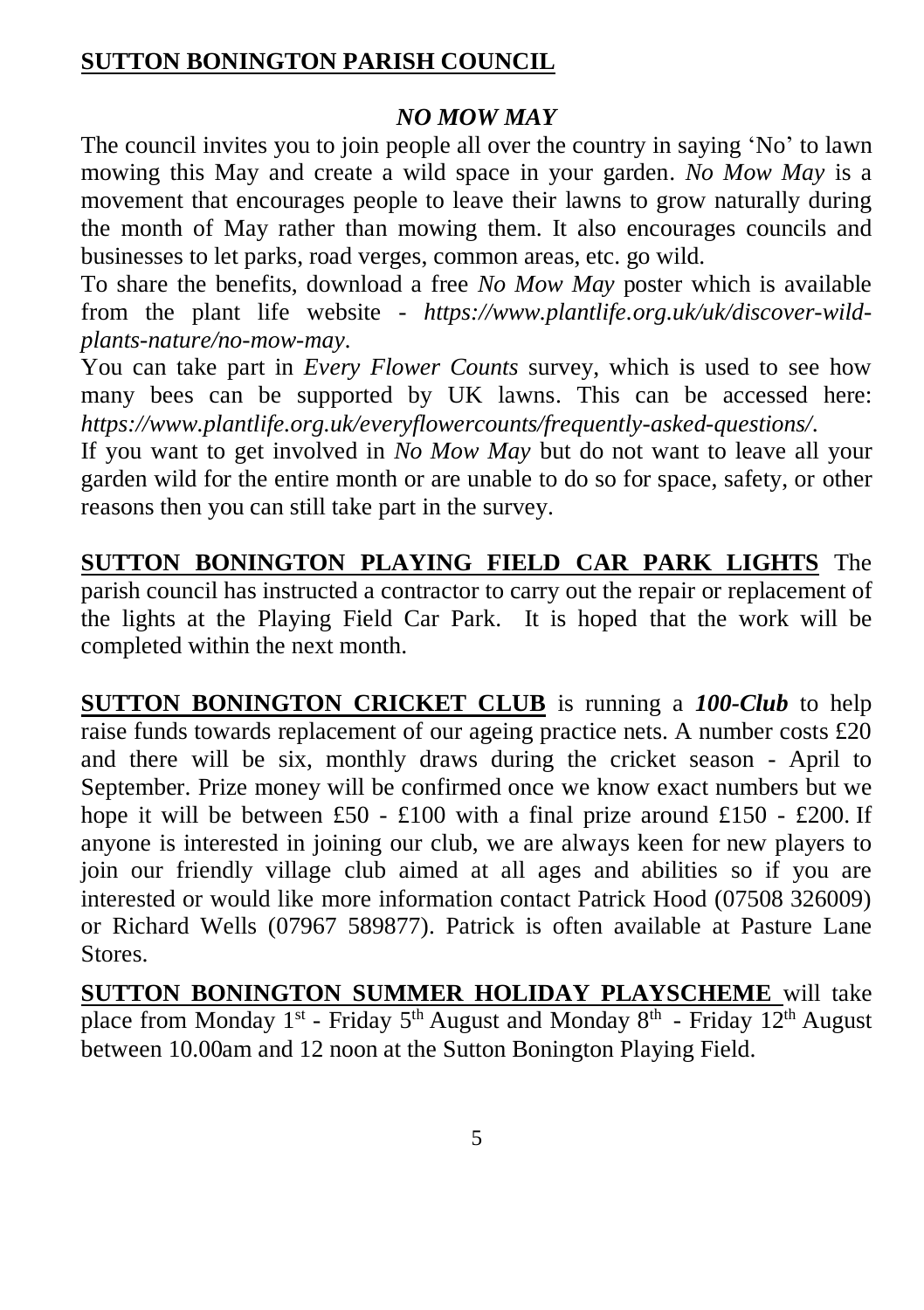## SUTTON BONINGTON PARISH COUNCIL

### *NO MOW MAY*

The council invites you to join people all over the country in saying 'No' to lawn mowing this May and create a wild space in your garden. *No Mow May* is a movement that encourages people to leave their lawns to grow naturally during the month of May rather than mowing them. It also encourages councils and businesses to let parks, road verges, common areas, etc. go wild.

To share the benefits, download a free *No Mow May* poster which is available from the plant life website - *https://www.plantlife.org.uk/uk/discover-wild-plants-nature/no-mow-may*.

You can take part in *Every Flower Counts* survey, which is used to see how many bees can be supported by UK lawns. This can be accessed here: *https://www.plantlife.org.uk/everyflowercounts/frequently-asked-questions/*.

If you want to get involved in *No Mow May* but do not want to leave all your garden wild for the entire month or are unable to do so for space, safety, or other reasons then you can still take part in the survey.

**SUTTON BONINGTON PLAYING FIELD CAR PARK LIGHTS** The parish council has instructed a contractor to carry out the repair or replacement of the lights at the Playing Field Car Park. It is hoped that the work will be completed within the next month.

**SUTTON BONINGTON CRICKET CLUB** is running a ***100-Club*** to help raise funds towards replacement of our ageing practice nets. A number costs £20 and there will be six, monthly draws during the cricket season - April to September. Prize money will be confirmed once we know exact numbers but we hope it will be between £50 - £100 with a final prize around £150 - £200. If anyone is interested in joining our club, we are always keen for new players to join our friendly village club aimed at all ages and abilities so if you are interested or would like more information contact Patrick Hood (07508 326009) or Richard Wells (07967 589877). Patrick is often available at Pasture Lane Stores.

**SUTTON BONINGTON SUMMER HOLIDAY PLAYSCHEME** will take place from Monday 1st - Friday 5th August and Monday 8th - Friday 12th August between 10.00am and 12 noon at the Sutton Bonington Playing Field.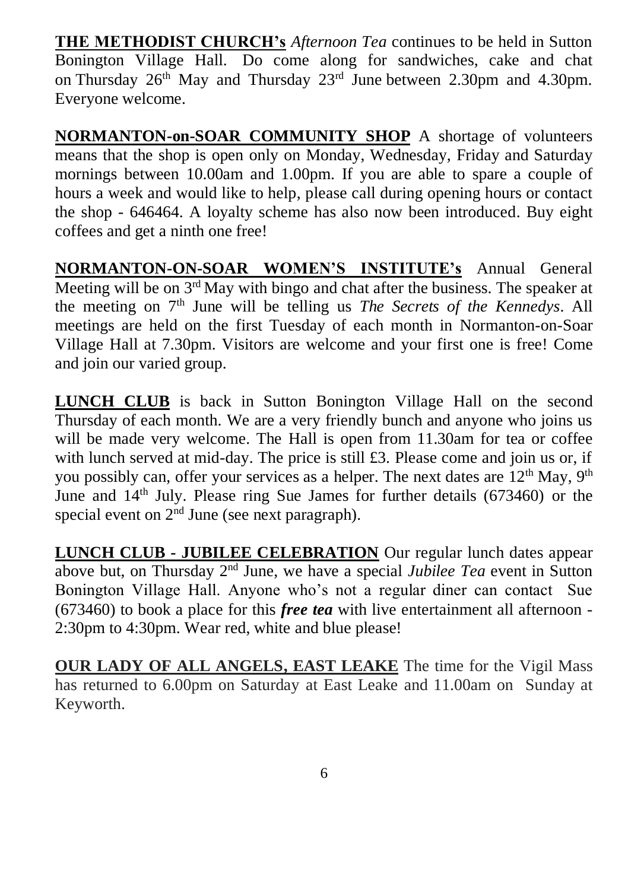**THE METHODIST CHURCH's** *Afternoon Tea* continues to be held in Sutton Bonington Village Hall. Do come along for sandwiches, cake and chat on Thursday 26th May and Thursday 23rd June between 2.30pm and 4.30pm. Everyone welcome.

**NORMANTON-on-SOAR COMMUNITY SHOP** A shortage of volunteers means that the shop is open only on Monday, Wednesday, Friday and Saturday mornings between 10.00am and 1.00pm. If you are able to spare a couple of hours a week and would like to help, please call during opening hours or contact the shop - 646464. A loyalty scheme has also now been introduced. Buy eight coffees and get a ninth one free!

**NORMANTON-ON-SOAR WOMEN'S INSTITUTE's** Annual General Meeting will be on 3rd May with bingo and chat after the business. The speaker at the meeting on 7th June will be telling us *The Secrets of the Kennedys*. All meetings are held on the first Tuesday of each month in Normanton-on-Soar Village Hall at 7.30pm. Visitors are welcome and your first one is free! Come and join our varied group.

**LUNCH CLUB** is back in Sutton Bonington Village Hall on the second Thursday of each month. We are a very friendly bunch and anyone who joins us will be made very welcome. The Hall is open from 11.30am for tea or coffee with lunch served at mid-day. The price is still £3. Please come and join us or, if you possibly can, offer your services as a helper. The next dates are 12th May, 9th June and 14th July. Please ring Sue James for further details (673460) or the special event on 2nd June (see next paragraph).

**LUNCH CLUB - JUBILEE CELEBRATION** Our regular lunch dates appear above but, on Thursday 2nd June, we have a special *Jubilee Tea* event in Sutton Bonington Village Hall. Anyone who's not a regular diner can contact Sue (673460) to book a place for this ***free tea*** with live entertainment all afternoon - 2:30pm to 4:30pm. Wear red, white and blue please!

**OUR LADY OF ALL ANGELS, EAST LEAKE** The time for the Vigil Mass has returned to 6.00pm on Saturday at East Leake and 11.00am on Sunday at Keyworth.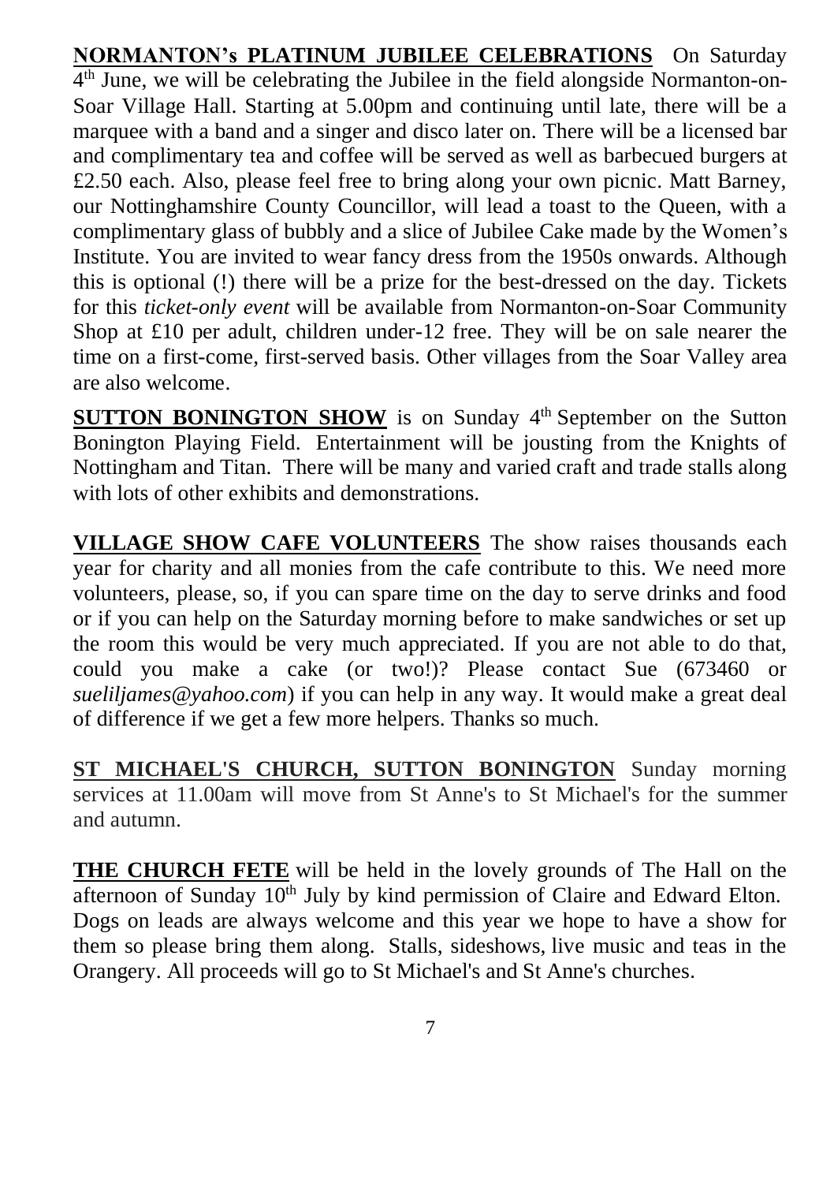**NORMANTON's PLATINUM JUBILEE CELEBRATIONS** On Saturday 4th June, we will be celebrating the Jubilee in the field alongside Normanton-on-Soar Village Hall. Starting at 5.00pm and continuing until late, there will be a marquee with a band and a singer and disco later on. There will be a licensed bar and complimentary tea and coffee will be served as well as barbecued burgers at £2.50 each. Also, please feel free to bring along your own picnic. Matt Barney, our Nottinghamshire County Councillor, will lead a toast to the Queen, with a complimentary glass of bubbly and a slice of Jubilee Cake made by the Women's Institute. You are invited to wear fancy dress from the 1950s onwards. Although this is optional (!) there will be a prize for the best-dressed on the day. Tickets for this *ticket-only event* will be available from Normanton-on-Soar Community Shop at £10 per adult, children under-12 free. They will be on sale nearer the time on a first-come, first-served basis. Other villages from the Soar Valley area are also welcome.

**SUTTON BONINGTON SHOW** is on Sunday 4th September on the Sutton Bonington Playing Field. Entertainment will be jousting from the Knights of Nottingham and Titan. There will be many and varied craft and trade stalls along with lots of other exhibits and demonstrations.

**VILLAGE SHOW CAFE VOLUNTEERS** The show raises thousands each year for charity and all monies from the cafe contribute to this. We need more volunteers, please, so, if you can spare time on the day to serve drinks and food or if you can help on the Saturday morning before to make sandwiches or set up the room this would be very much appreciated. If you are not able to do that, could you make a cake (or two!)? Please contact Sue (673460 or *sueliljames@yahoo.com*) if you can help in any way. It would make a great deal of difference if we get a few more helpers. Thanks so much.

**ST MICHAEL'S CHURCH, SUTTON BONINGTON** Sunday morning services at 11.00am will move from St Anne's to St Michael's for the summer and autumn.

**THE CHURCH FETE** will be held in the lovely grounds of The Hall on the afternoon of Sunday 10th July by kind permission of Claire and Edward Elton. Dogs on leads are always welcome and this year we hope to have a show for them so please bring them along. Stalls, sideshows, live music and teas in the Orangery. All proceeds will go to St Michael's and St Anne's churches.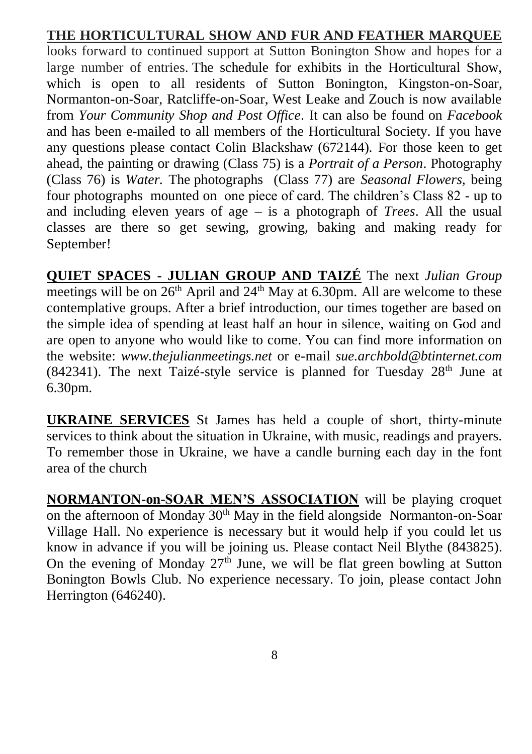**THE HORTICULTURAL SHOW AND FUR AND FEATHER MARQUEE** looks forward to continued support at Sutton Bonington Show and hopes for a large number of entries. The schedule for exhibits in the Horticultural Show, which is open to all residents of Sutton Bonington, Kingston-on-Soar, Normanton-on-Soar, Ratcliffe-on-Soar, West Leake and Zouch is now available from *Your Community Shop and Post Office*. It can also be found on *Facebook* and has been e-mailed to all members of the Horticultural Society. If you have any questions please contact Colin Blackshaw (672144). For those keen to get ahead, the painting or drawing (Class 75) is a *Portrait of a Person*. Photography (Class 76) is *Water.* The photographs (Class 77) are *Seasonal Flowers*, being four photographs mounted on one piece of card. The children's Class 82 - up to and including eleven years of age – is a photograph of *Trees*. All the usual classes are there so get sewing, growing, baking and making ready for September!

**QUIET SPACES - JULIAN GROUP AND TAIZÉ** The next *Julian Group* meetings will be on 26th April and 24th May at 6.30pm. All are welcome to these contemplative groups. After a brief introduction, our times together are based on the simple idea of spending at least half an hour in silence, waiting on God and are open to anyone who would like to come. You can find more information on the website: *www.thejulianmeetings.net* or e-mail *sue.archbold@btinternet.com* (842341). The next Taizé-style service is planned for Tuesday 28th June at 6.30pm.

**UKRAINE SERVICES** St James has held a couple of short, thirty-minute services to think about the situation in Ukraine, with music, readings and prayers. To remember those in Ukraine, we have a candle burning each day in the font area of the church

**NORMANTON-on-SOAR MEN'S ASSOCIATION** will be playing croquet on the afternoon of Monday 30th May in the field alongside Normanton-on-Soar Village Hall. No experience is necessary but it would help if you could let us know in advance if you will be joining us. Please contact Neil Blythe (843825). On the evening of Monday 27th June, we will be flat green bowling at Sutton Bonington Bowls Club. No experience necessary. To join, please contact John Herrington (646240).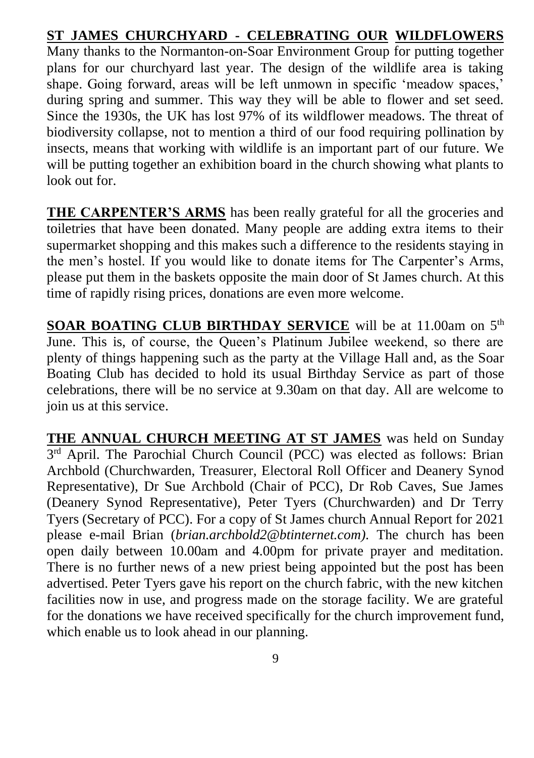**ST JAMES CHURCHYARD - CELEBRATING OUR WILDFLOWERS**
Many thanks to the Normanton-on-Soar Environment Group for putting together plans for our churchyard last year. The design of the wildlife area is taking shape. Going forward, areas will be left unmown in specific 'meadow spaces,' during spring and summer. This way they will be able to flower and set seed. Since the 1930s, the UK has lost 97% of its wildflower meadows. The threat of biodiversity collapse, not to mention a third of our food requiring pollination by insects, means that working with wildlife is an important part of our future. We will be putting together an exhibition board in the church showing what plants to look out for.

**THE CARPENTER'S ARMS** has been really grateful for all the groceries and toiletries that have been donated. Many people are adding extra items to their supermarket shopping and this makes such a difference to the residents staying in the men's hostel. If you would like to donate items for The Carpenter's Arms, please put them in the baskets opposite the main door of St James church. At this time of rapidly rising prices, donations are even more welcome.

**SOAR BOATING CLUB BIRTHDAY SERVICE** will be at 11.00am on 5th June. This is, of course, the Queen's Platinum Jubilee weekend, so there are plenty of things happening such as the party at the Village Hall and, as the Soar Boating Club has decided to hold its usual Birthday Service as part of those celebrations, there will be no service at 9.30am on that day. All are welcome to join us at this service.

**THE ANNUAL CHURCH MEETING AT ST JAMES** was held on Sunday 3rd April. The Parochial Church Council (PCC) was elected as follows: Brian Archbold (Churchwarden, Treasurer, Electoral Roll Officer and Deanery Synod Representative), Dr Sue Archbold (Chair of PCC), Dr Rob Caves, Sue James (Deanery Synod Representative), Peter Tyers (Churchwarden) and Dr Terry Tyers (Secretary of PCC). For a copy of St James church Annual Report for 2021 please e-mail Brian (*brian.archbold2@btinternet.com)*. The church has been open daily between 10.00am and 4.00pm for private prayer and meditation. There is no further news of a new priest being appointed but the post has been advertised. Peter Tyers gave his report on the church fabric, with the new kitchen facilities now in use, and progress made on the storage facility. We are grateful for the donations we have received specifically for the church improvement fund, which enable us to look ahead in our planning.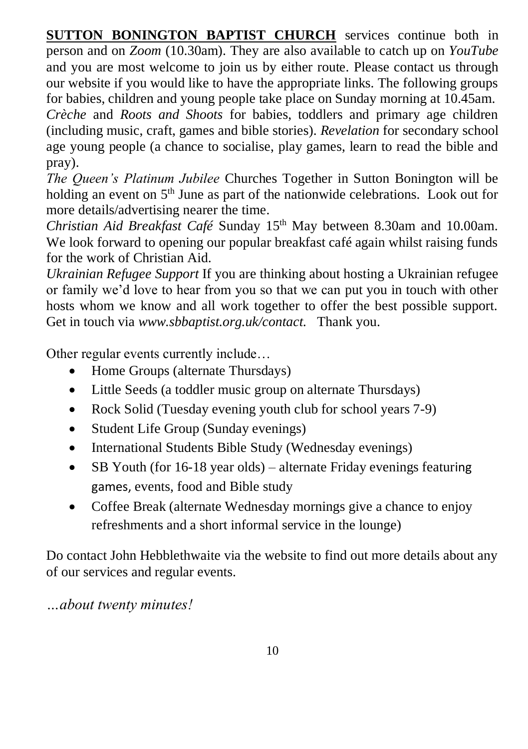**SUTTON BONINGTON BAPTIST CHURCH** services continue both in person and on *Zoom* (10.30am). They are also available to catch up on *YouTube* and you are most welcome to join us by either route. Please contact us through our website if you would like to have the appropriate links. The following groups for babies, children and young people take place on Sunday morning at 10.45am.
*Crèche* and *Roots and Shoots* for babies, toddlers and primary age children (including music, craft, games and bible stories). *Revelation* for secondary school age young people (a chance to socialise, play games, learn to read the bible and pray).
*The Queen's Platinum Jubilee* Churches Together in Sutton Bonington will be holding an event on 5th June as part of the nationwide celebrations. Look out for more details/advertising nearer the time.
*Christian Aid Breakfast Café* Sunday 15th May between 8.30am and 10.00am. We look forward to opening our popular breakfast café again whilst raising funds for the work of Christian Aid.
*Ukrainian Refugee Support* If you are thinking about hosting a Ukrainian refugee or family we'd love to hear from you so that we can put you in touch with other hosts whom we know and all work together to offer the best possible support. Get in touch via *www.sbbaptist.org.uk/contact.* Thank you.

Other regular events currently include…

- Home Groups (alternate Thursdays)
- Little Seeds (a toddler music group on alternate Thursdays)
- Rock Solid (Tuesday evening youth club for school years 7-9)
- Student Life Group (Sunday evenings)
- International Students Bible Study (Wednesday evenings)
- SB Youth (for 16-18 year olds) – alternate Friday evenings featuring games, events, food and Bible study
- Coffee Break (alternate Wednesday mornings give a chance to enjoy refreshments and a short informal service in the lounge)

Do contact John Hebblethwaite via the website to find out more details about any of our services and regular events.

*…about twenty minutes!*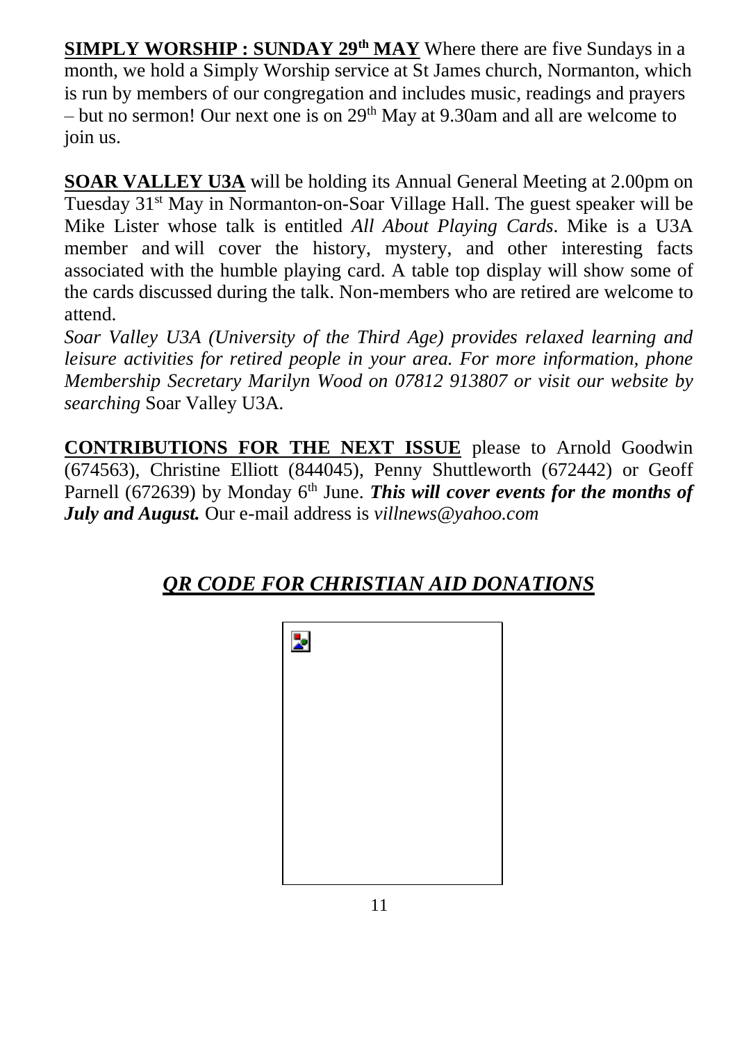**SIMPLY WORSHIP : SUNDAY 29th MAY** Where there are five Sundays in a month, we hold a Simply Worship service at St James church, Normanton, which is run by members of our congregation and includes music, readings and prayers – but no sermon! Our next one is on 29th May at 9.30am and all are welcome to join us.

**SOAR VALLEY U3A** will be holding its Annual General Meeting at 2.00pm on Tuesday 31st May in Normanton-on-Soar Village Hall. The guest speaker will be Mike Lister whose talk is entitled *All About Playing Cards*. Mike is a U3A member and will cover the history, mystery, and other interesting facts associated with the humble playing card. A table top display will show some of the cards discussed during the talk. Non-members who are retired are welcome to attend.

*Soar Valley U3A (University of the Third Age) provides relaxed learning and leisure activities for retired people in your area. For more information, phone Membership Secretary Marilyn Wood on 07812 913807 or visit our website by searching* Soar Valley U3A.

**CONTRIBUTIONS FOR THE NEXT ISSUE** please to Arnold Goodwin (674563), Christine Elliott (844045), Penny Shuttleworth (672442) or Geoff Parnell (672639) by Monday 6th June. ***This will cover events for the months of July and August.*** Our e-mail address is *villnews@yahoo.com*

## *QR CODE FOR CHRISTIAN AID DONATIONS*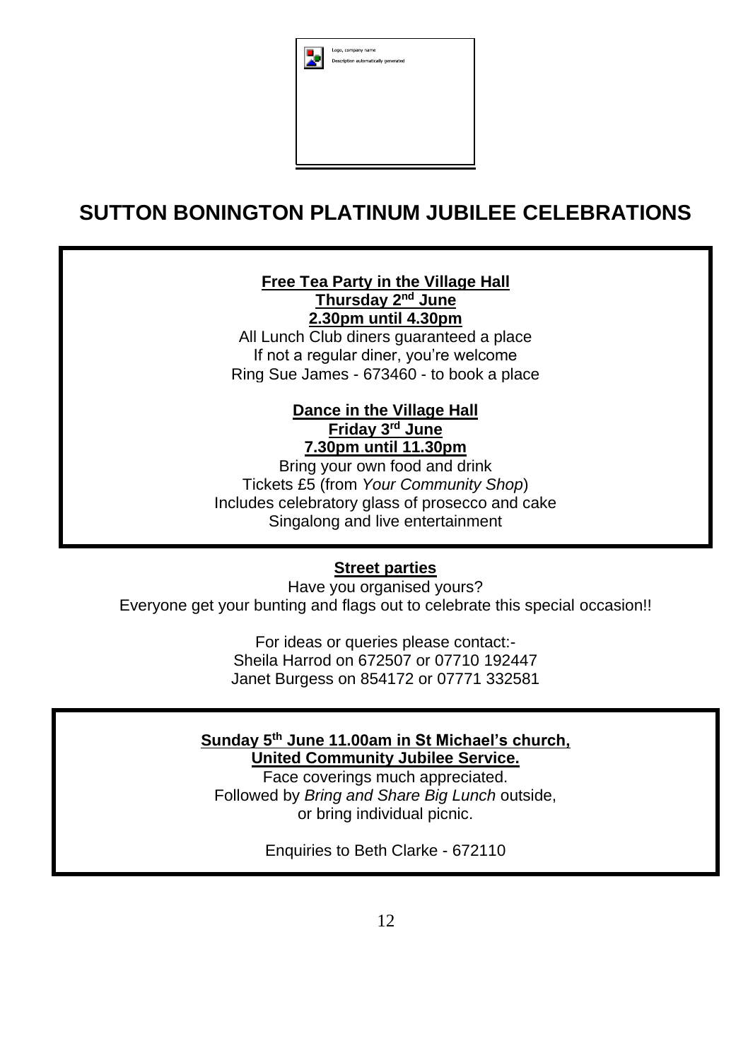# SUTTON BONINGTON PLATINUM JUBILEE CELEBRATIONS

**Free Tea Party in the Village Hall**
**Thursday 2nd June**
**2.30pm until 4.30pm**

All Lunch Club diners guaranteed a place
If not a regular diner, you're welcome
Ring Sue James - 673460 - to book a place

**Dance in the Village Hall**
**Friday 3rd June**
**7.30pm until 11.30pm**

Bring your own food and drink
Tickets £5 (from *Your Community Shop*)
Includes celebratory glass of prosecco and cake
Singalong and live entertainment

**Street parties**

Have you organised yours?
Everyone get your bunting and flags out to celebrate this special occasion!!

For ideas or queries please contact:-
Sheila Harrod on 672507 or 07710 192447
Janet Burgess on 854172 or 07771 332581

**Sunday 5th June 11.00am in St Michael's church,**
**United Community Jubilee Service.**

Face coverings much appreciated.
Followed by *Bring and Share Big Lunch* outside,
or bring individual picnic.

Enquiries to Beth Clarke - 672110